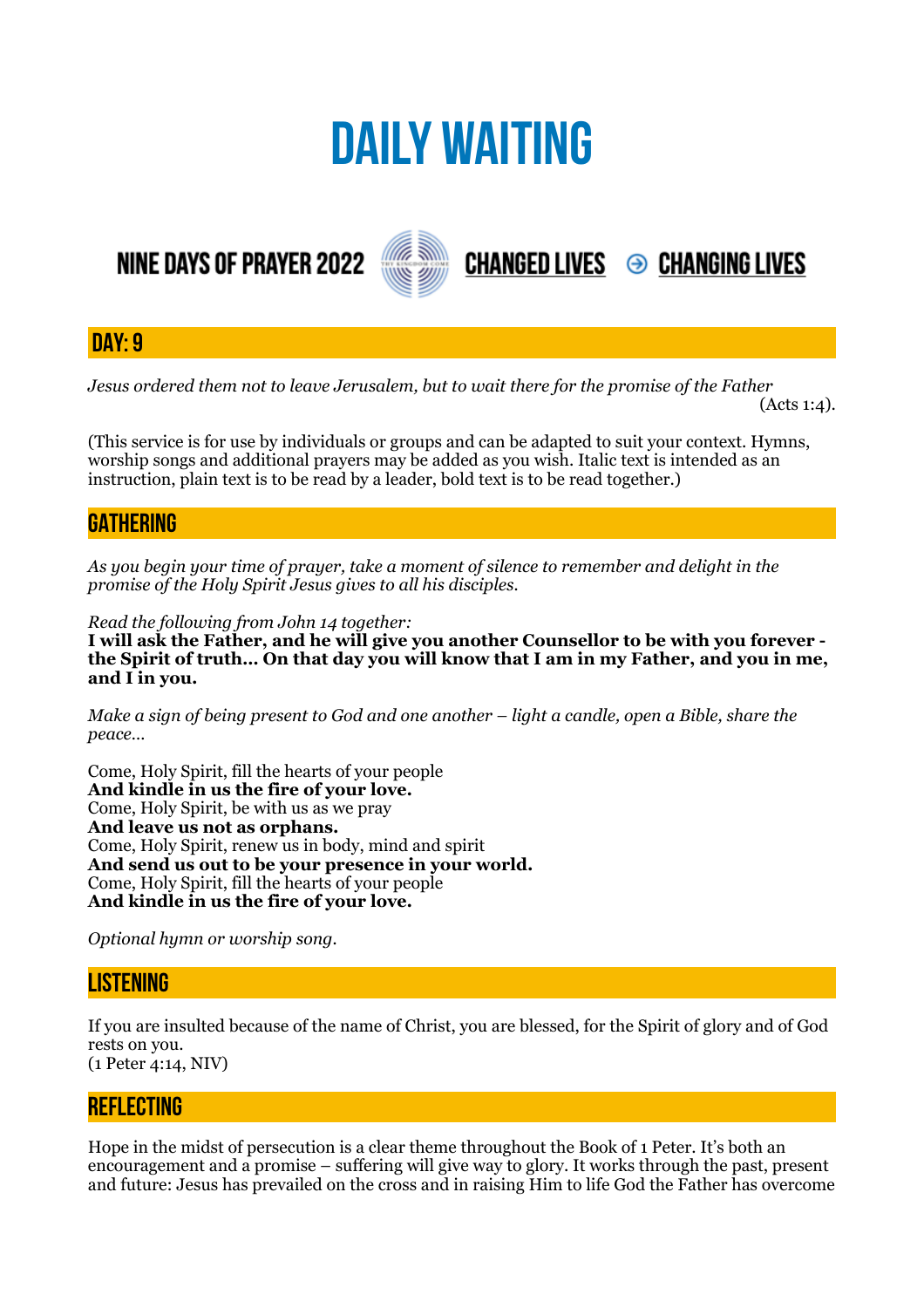# DAILY WAITING

NINE DAYS OF PRAYER 2022 CHANGED LIVES ⊝ CHANGING LIVES

## DAY: 9

*Jesus ordered them not to leave Jerusalem, but to wait there for the promise of the Father* (Acts 1:4).

(This service is for use by individuals or groups and can be adapted to suit your context. Hymns, worship songs and additional prayers may be added as you wish. Italic text is intended as an instruction, plain text is to be read by a leader, bold text is to be read together.)

## GATHERING

*As you begin your time of prayer, take a moment of silence to remember and delight in the promise of the Holy Spirit Jesus gives to all his disciples.*

*Read the following from John 14 together:*
**I will ask the Father, and he will give you another Counsellor to be with you forever - the Spirit of truth… On that day you will know that I am in my Father, and you in me, and I in you.**

*Make a sign of being present to God and one another – light a candle, open a Bible, share the peace…*

Come, Holy Spirit, fill the hearts of your people
**And kindle in us the fire of your love.**
Come, Holy Spirit, be with us as we pray
**And leave us not as orphans.**
Come, Holy Spirit, renew us in body, mind and spirit
**And send us out to be your presence in your world.**
Come, Holy Spirit, fill the hearts of your people
**And kindle in us the fire of your love.**

*Optional hymn or worship song.*

## LISTENING

If you are insulted because of the name of Christ, you are blessed, for the Spirit of glory and of God rests on you.
(1 Peter 4:14, NIV)

## REFLECTING

Hope in the midst of persecution is a clear theme throughout the Book of 1 Peter. It's both an encouragement and a promise – suffering will give way to glory. It works through the past, present and future: Jesus has prevailed on the cross and in raising Him to life God the Father has overcome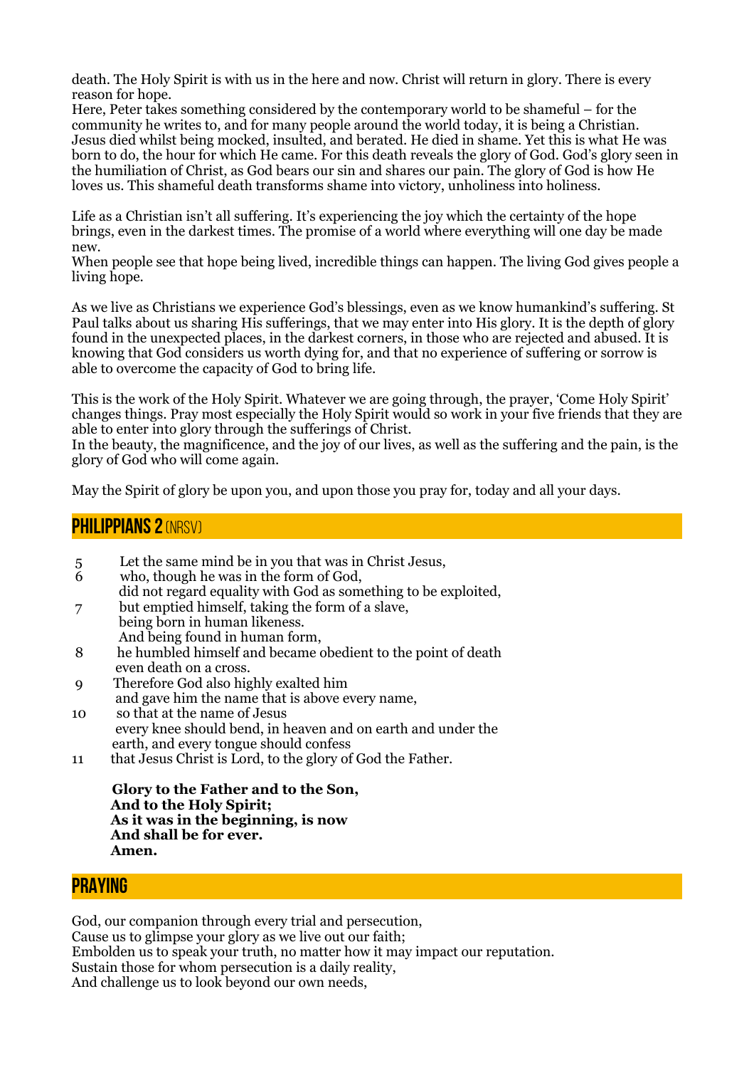death. The Holy Spirit is with us in the here and now. Christ will return in glory. There is every reason for hope.
Here, Peter takes something considered by the contemporary world to be shameful – for the community he writes to, and for many people around the world today, it is being a Christian. Jesus died whilst being mocked, insulted, and berated. He died in shame. Yet this is what He was born to do, the hour for which He came. For this death reveals the glory of God. God's glory seen in the humiliation of Christ, as God bears our sin and shares our pain. The glory of God is how He loves us. This shameful death transforms shame into victory, unholiness into holiness.

Life as a Christian isn't all suffering. It's experiencing the joy which the certainty of the hope brings, even in the darkest times. The promise of a world where everything will one day be made new.
When people see that hope being lived, incredible things can happen. The living God gives people a living hope.

As we live as Christians we experience God's blessings, even as we know humankind's suffering. St Paul talks about us sharing His sufferings, that we may enter into His glory. It is the depth of glory found in the unexpected places, in the darkest corners, in those who are rejected and abused. It is knowing that God considers us worth dying for, and that no experience of suffering or sorrow is able to overcome the capacity of God to bring life.

This is the work of the Holy Spirit. Whatever we are going through, the prayer, 'Come Holy Spirit' changes things. Pray most especially the Holy Spirit would so work in your five friends that they are able to enter into glory through the sufferings of Christ.
In the beauty, the magnificence, and the joy of our lives, as well as the suffering and the pain, is the glory of God who will come again.

May the Spirit of glory be upon you, and upon those you pray for, today and all your days.

## PHILIPPIANS 2 (NRSV)

5 Let the same mind be in you that was in Christ Jesus,
6 who, though he was in the form of God,
did not regard equality with God as something to be exploited,
7 but emptied himself, taking the form of a slave,
being born in human likeness.
And being found in human form,
8 he humbled himself and became obedient to the point of death
even death on a cross.
9 Therefore God also highly exalted him
and gave him the name that is above every name,
10 so that at the name of Jesus
every knee should bend, in heaven and on earth and under the
earth, and every tongue should confess
11 that Jesus Christ is Lord, to the glory of God the Father.

**Glory to the Father and to the Son,**
**And to the Holy Spirit;**
**As it was in the beginning, is now**
**And shall be for ever.**
**Amen.**

## PRAYING

God, our companion through every trial and persecution,
Cause us to glimpse your glory as we live out our faith;
Embolden us to speak your truth, no matter how it may impact our reputation.
Sustain those for whom persecution is a daily reality,
And challenge us to look beyond our own needs,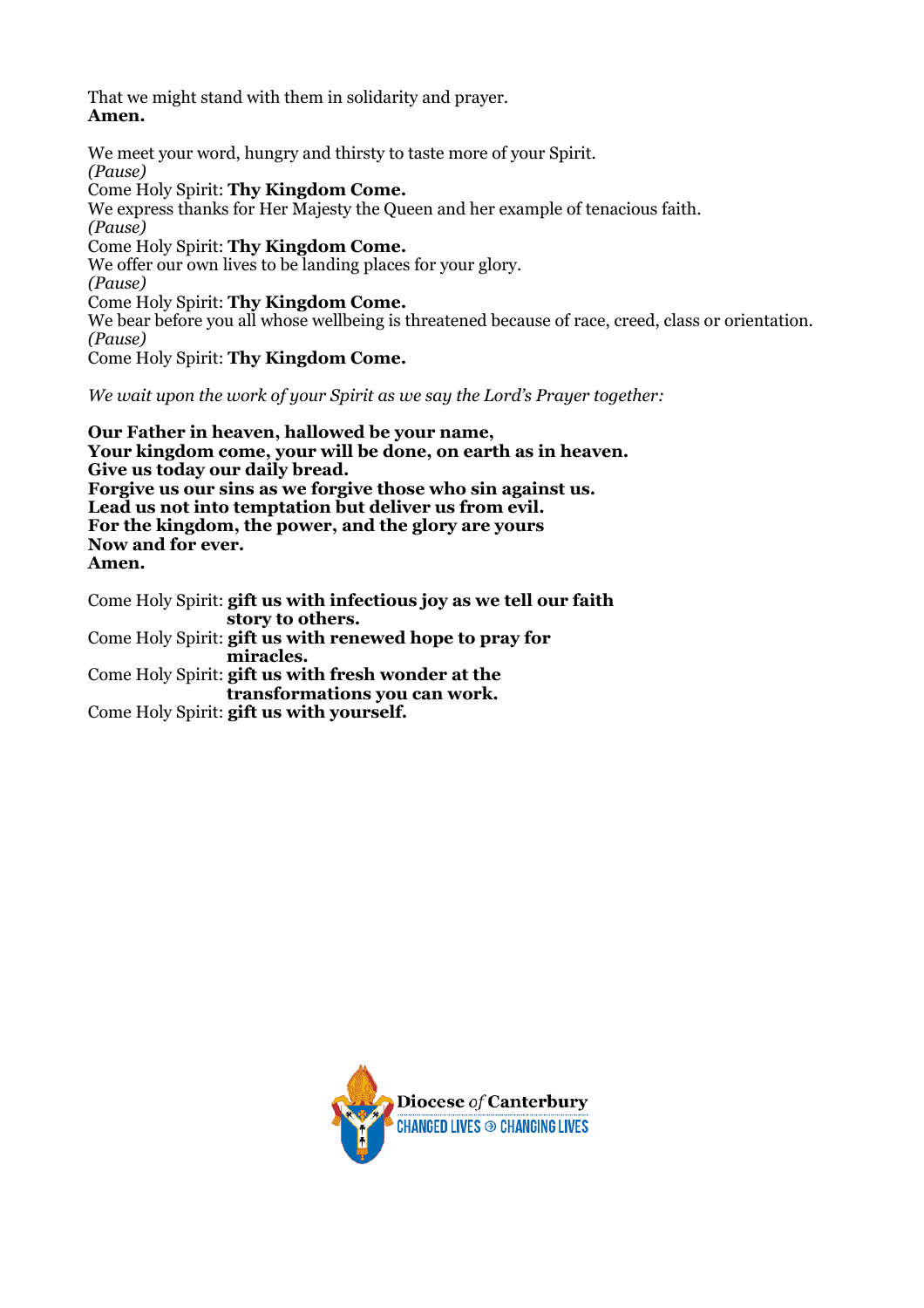That we might stand with them in solidarity and prayer.
**Amen.**

We meet your word, hungry and thirsty to taste more of your Spirit.
*(Pause)*
Come Holy Spirit: **Thy Kingdom Come.**
We express thanks for Her Majesty the Queen and her example of tenacious faith.
*(Pause)*
Come Holy Spirit: **Thy Kingdom Come.**
We offer our own lives to be landing places for your glory.
*(Pause)*
Come Holy Spirit: **Thy Kingdom Come.**
We bear before you all whose wellbeing is threatened because of race, creed, class or orientation.
*(Pause)*
Come Holy Spirit: **Thy Kingdom Come.**

*We wait upon the work of your Spirit as we say the Lord's Prayer together:*

**Our Father in heaven, hallowed be your name,**
**Your kingdom come, your will be done, on earth as in heaven.**
**Give us today our daily bread.**
**Forgive us our sins as we forgive those who sin against us.**
**Lead us not into temptation but deliver us from evil.**
**For the kingdom, the power, and the glory are yours**
**Now and for ever.**
**Amen.**

Come Holy Spirit: **gift us with infectious joy as we tell our faith story to others.**
Come Holy Spirit: **gift us with renewed hope to pray for miracles.**
Come Holy Spirit: **gift us with fresh wonder at the transformations you can work.**
Come Holy Spirit: **gift us with yourself.**

Diocese *of* Canterbury
CHANGED LIVES CHANGING LIVES